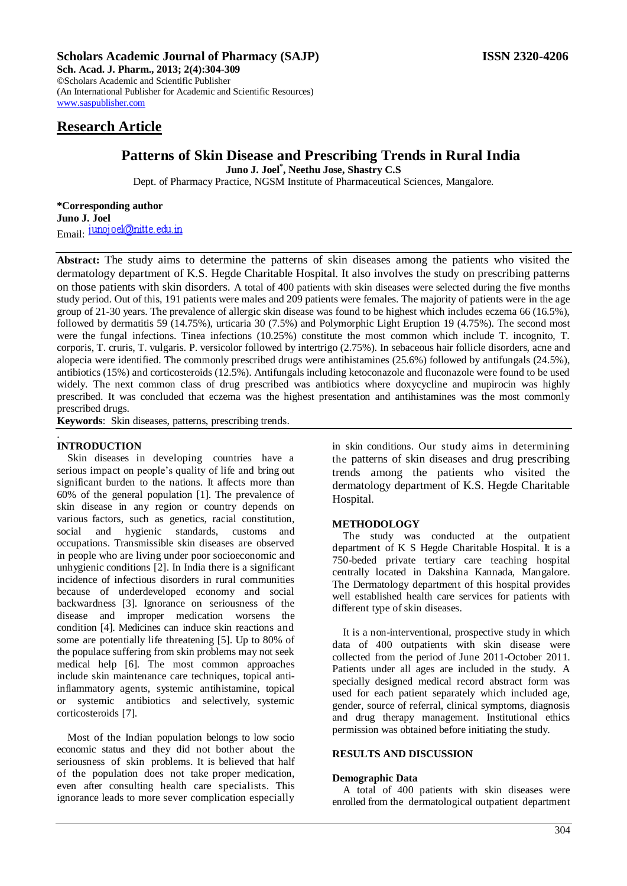**Scholars Academic Journal of Pharmacy (SAJP)** **ISSN 2320-4206**
**Sch. Acad. J. Pharm., 2013; 2(4):304-309**
©Scholars Academic and Scientific Publisher
(An International Publisher for Academic and Scientific Resources)
www.saspublisher.com

## Research Article

# Patterns of Skin Disease and Prescribing Trends in Rural India

**Juno J. Joel*, Neethu Jose, Shastry C.S**

Dept. of Pharmacy Practice, NGSM Institute of Pharmaceutical Sciences, Mangalore.

**\*Corresponding author**
**Juno J. Joel**
Email: junojoel@nitte.edu.in

**Abstract:** The study aims to determine the patterns of skin diseases among the patients who visited the dermatology department of K.S. Hegde Charitable Hospital. It also involves the study on prescribing patterns on those patients with skin disorders. A total of 400 patients with skin diseases were selected during the five months study period. Out of this, 191 patients were males and 209 patients were females. The majority of patients were in the age group of 21-30 years. The prevalence of allergic skin disease was found to be highest which includes eczema 66 (16.5%), followed by dermatitis 59 (14.75%), urticaria 30 (7.5%) and Polymorphic Light Eruption 19 (4.75%). The second most were the fungal infections. Tinea infections (10.25%) constitute the most common which include T. incognito, T. corporis, T. cruris, T. vulgaris. P. versicolor followed by intertrigo (2.75%). In sebaceous hair follicle disorders, acne and alopecia were identified. The commonly prescribed drugs were antihistamines (25.6%) followed by antifungals (24.5%), antibiotics (15%) and corticosteroids (12.5%). Antifungals including ketoconazole and fluconazole were found to be used widely. The next common class of drug prescribed was antibiotics where doxycycline and mupirocin was highly prescribed. It was concluded that eczema was the highest presentation and antihistamines was the most commonly prescribed drugs.

**Keywords**: Skin diseases, patterns, prescribing trends.

## INTRODUCTION

Skin diseases in developing countries have a serious impact on people's quality of life and bring out significant burden to the nations. It affects more than 60% of the general population [1]. The prevalence of skin disease in any region or country depends on various factors, such as genetics, racial constitution, social and hygienic standards, customs and occupations. Transmissible skin diseases are observed in people who are living under poor socioeconomic and unhygienic conditions [2]. In India there is a significant incidence of infectious disorders in rural communities because of underdeveloped economy and social backwardness [3]. Ignorance on seriousness of the disease and improper medication worsens the condition [4]. Medicines can induce skin reactions and some are potentially life threatening [5]. Up to 80% of the populace suffering from skin problems may not seek medical help [6]. The most common approaches include skin maintenance care techniques, topical anti-inflammatory agents, systemic antihistamine, topical or systemic antibiotics and selectively, systemic corticosteroids [7].

Most of the Indian population belongs to low socio economic status and they did not bother about the seriousness of skin problems. It is believed that half of the population does not take proper medication, even after consulting health care specialists. This ignorance leads to more sever complication especially in skin conditions. Our study aims in determining the patterns of skin diseases and drug prescribing trends among the patients who visited the dermatology department of K.S. Hegde Charitable Hospital.

## METHODOLOGY

The study was conducted at the outpatient department of K S Hegde Charitable Hospital. It is a 750-beded private tertiary care teaching hospital centrally located in Dakshina Kannada, Mangalore. The Dermatology department of this hospital provides well established health care services for patients with different type of skin diseases.

It is a non-interventional, prospective study in which data of 400 outpatients with skin disease were collected from the period of June 2011-October 2011. Patients under all ages are included in the study. A specially designed medical record abstract form was used for each patient separately which included age, gender, source of referral, clinical symptoms, diagnosis and drug therapy management. Institutional ethics permission was obtained before initiating the study.

## RESULTS AND DISCUSSION

### Demographic Data

A total of 400 patients with skin diseases were enrolled from the dermatological outpatient department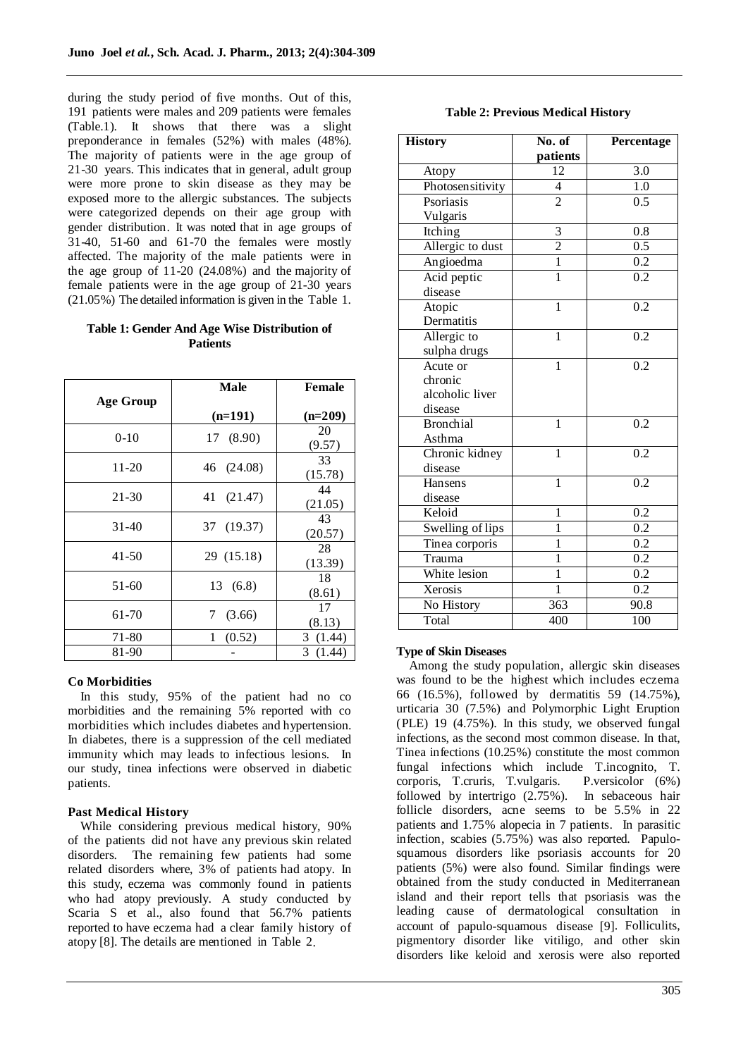during the study period of five months. Out of this, 191 patients were males and 209 patients were females (Table.1). It shows that there was a slight preponderance in females (52%) with males (48%). The majority of patients were in the age group of 21-30 years. This indicates that in general, adult group were more prone to skin disease as they may be exposed more to the allergic substances. The subjects were categorized depends on their age group with gender distribution. It was noted that in age groups of 31-40, 51-60 and 61-70 the females were mostly affected. The majority of the male patients were in the age group of 11-20 (24.08%) and the majority of female patients were in the age group of 21-30 years (21.05%) The detailed information is given in the Table 1.

**Table 1: Gender And Age Wise Distribution of Patients**

| Age Group | Male (n=191) | Female (n=209) |
|---|---|---|
| 0-10 | 17 (8.90) | 20 (9.57) |
| 11-20 | 46 (24.08) | 33 (15.78) |
| 21-30 | 41 (21.47) | 44 (21.05) |
| 31-40 | 37 (19.37) | 43 (20.57) |
| 41-50 | 29 (15.18) | 28 (13.39) |
| 51-60 | 13 (6.8) | 18 (8.61) |
| 61-70 | 7 (3.66) | 17 (8.13) |
| 71-80 | 1 (0.52) | 3 (1.44) |
| 81-90 | - | 3 (1.44) |

**Co Morbidities**

In this study, 95% of the patient had no co morbidities and the remaining 5% reported with co morbidities which includes diabetes and hypertension. In diabetes, there is a suppression of the cell mediated immunity which may leads to infectious lesions. In our study, tinea infections were observed in diabetic patients.

**Past Medical History**

While considering previous medical history, 90% of the patients did not have any previous skin related disorders. The remaining few patients had some related disorders where, 3% of patients had atopy. In this study, eczema was commonly found in patients who had atopy previously. A study conducted by Scaria S et al., also found that 56.7% patients reported to have eczema had a clear family history of atopy [8]. The details are mentioned in Table 2.

**Table 2: Previous Medical History**

| History | No. of patients | Percentage |
|---|---|---|
| Atopy | 12 | 3.0 |
| Photosensitivity | 4 | 1.0 |
| Psoriasis Vulgaris | 2 | 0.5 |
| Itching | 3 | 0.8 |
| Allergic to dust | 2 | 0.5 |
| Angioedma | 1 | 0.2 |
| Acid peptic disease | 1 | 0.2 |
| Atopic Dermatitis | 1 | 0.2 |
| Allergic to sulpha drugs | 1 | 0.2 |
| Acute or chronic alcoholic liver disease | 1 | 0.2 |
| Bronchial Asthma | 1 | 0.2 |
| Chronic kidney disease | 1 | 0.2 |
| Hansens disease | 1 | 0.2 |
| Keloid | 1 | 0.2 |
| Swelling of lips | 1 | 0.2 |
| Tinea corporis | 1 | 0.2 |
| Trauma | 1 | 0.2 |
| White lesion | 1 | 0.2 |
| Xerosis | 1 | 0.2 |
| No History | 363 | 90.8 |
| Total | 400 | 100 |

**Type of Skin Diseases**

Among the study population, allergic skin diseases was found to be the highest which includes eczema 66 (16.5%), followed by dermatitis 59 (14.75%), urticaria 30 (7.5%) and Polymorphic Light Eruption (PLE) 19 (4.75%). In this study, we observed fungal infections, as the second most common disease. In that, Tinea infections (10.25%) constitute the most common fungal infections which include T.incognito, T. corporis, T.cruris, T.vulgaris. P.versicolor (6%) followed by intertrigo (2.75%). In sebaceous hair follicle disorders, acne seems to be 5.5% in 22 patients and 1.75% alopecia in 7 patients. In parasitic infection, scabies (5.75%) was also reported. Papulo-squamous disorders like psoriasis accounts for 20 patients (5%) were also found. Similar findings were obtained from the study conducted in Mediterranean island and their report tells that psoriasis was the leading cause of dermatological consultation in account of papulo-squamous disease [9]. Folliculits, pigmentory disorder like vitiligo, and other skin disorders like keloid and xerosis were also reported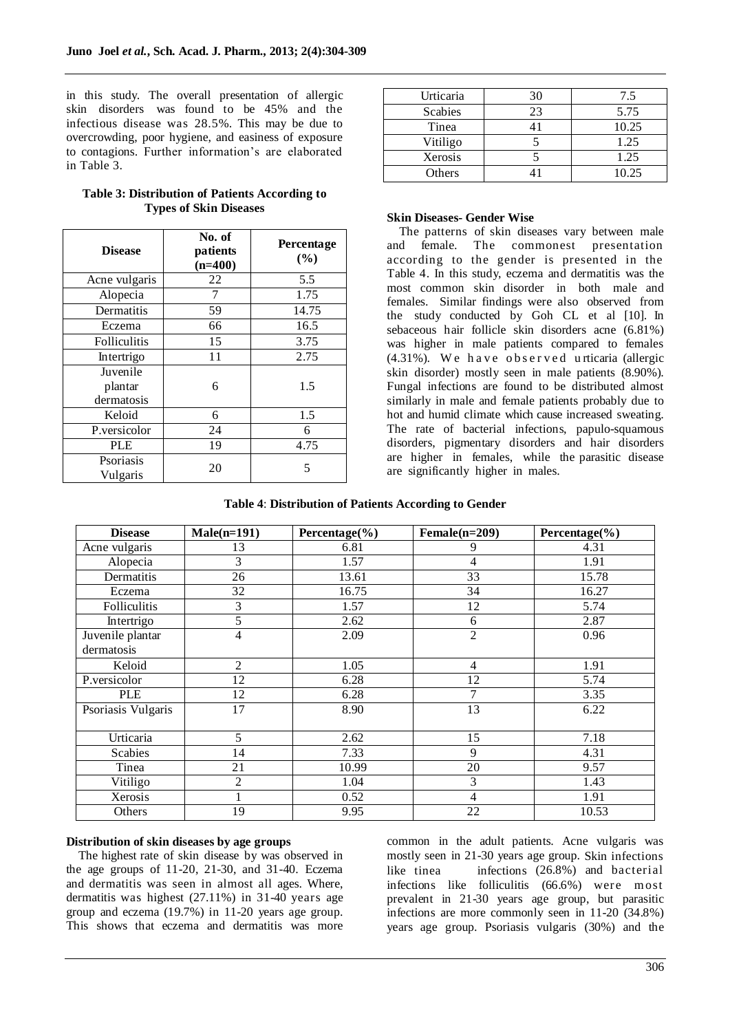in this study. The overall presentation of allergic skin disorders was found to be 45% and the infectious disease was 28.5%. This may be due to overcrowding, poor hygiene, and easiness of exposure to contagions. Further information's are elaborated in Table 3.

**Table 3: Distribution of Patients According to Types of Skin Diseases**

| Disease | No. of patients (n=400) | Percentage (%) |
|---|---|---|
| Acne vulgaris | 22 | 5.5 |
| Alopecia | 7 | 1.75 |
| Dermatitis | 59 | 14.75 |
| Eczema | 66 | 16.5 |
| Folliculitis | 15 | 3.75 |
| Intertrigo | 11 | 2.75 |
| Juvenile plantar dermatosis | 6 | 1.5 |
| Keloid | 6 | 1.5 |
| P.versicolor | 24 | 6 |
| PLE | 19 | 4.75 |
| Psoriasis Vulgaris | 20 | 5 |
| Urticaria | 30 | 7.5 |
| Scabies | 23 | 5.75 |
| Tinea | 41 | 10.25 |
| Vitiligo | 5 | 1.25 |
| Xerosis | 5 | 1.25 |
| Others | 41 | 10.25 |

### Skin Diseases- Gender Wise

The patterns of skin diseases vary between male and female. The commonest presentation according to the gender is presented in the Table 4. In this study, eczema and dermatitis was the most common skin disorder in both male and females. Similar findings were also observed from the study conducted by Goh CL et al [10]. In sebaceous hair follicle skin disorders acne (6.81%) was higher in male patients compared to females (4.31%). We have observed urticaria (allergic skin disorder) mostly seen in male patients (8.90%). Fungal infections are found to be distributed almost similarly in male and female patients probably due to hot and humid climate which cause increased sweating. The rate of bacterial infections, papulo-squamous disorders, pigmentary disorders and hair disorders are higher in females, while the parasitic disease are significantly higher in males.

**Table 4: Distribution of Patients According to Gender**

| Disease | Male(n=191) | Percentage(%) | Female(n=209) | Percentage(%) |
|---|---|---|---|---|
| Acne vulgaris | 13 | 6.81 | 9 | 4.31 |
| Alopecia | 3 | 1.57 | 4 | 1.91 |
| Dermatitis | 26 | 13.61 | 33 | 15.78 |
| Eczema | 32 | 16.75 | 34 | 16.27 |
| Folliculitis | 3 | 1.57 | 12 | 5.74 |
| Intertrigo | 5 | 2.62 | 6 | 2.87 |
| Juvenile plantar dermatosis | 4 | 2.09 | 2 | 0.96 |
| Keloid | 2 | 1.05 | 4 | 1.91 |
| P.versicolor | 12 | 6.28 | 12 | 5.74 |
| PLE | 12 | 6.28 | 7 | 3.35 |
| Psoriasis Vulgaris | 17 | 8.90 | 13 | 6.22 |
| Urticaria | 5 | 2.62 | 15 | 7.18 |
| Scabies | 14 | 7.33 | 9 | 4.31 |
| Tinea | 21 | 10.99 | 20 | 9.57 |
| Vitiligo | 2 | 1.04 | 3 | 1.43 |
| Xerosis | 1 | 0.52 | 4 | 1.91 |
| Others | 19 | 9.95 | 22 | 10.53 |

### Distribution of skin diseases by age groups

The highest rate of skin disease by was observed in the age groups of 11-20, 21-30, and 31-40. Eczema and dermatitis was seen in almost all ages. Where, dermatitis was highest (27.11%) in 31-40 years age group and eczema (19.7%) in 11-20 years age group. This shows that eczema and dermatitis was more common in the adult patients. Acne vulgaris was mostly seen in 21-30 years age group. Skin infections like tinea infections (26.8%) and bacterial infections like folliculitis (66.6%) were most prevalent in 21-30 years age group, but parasitic infections are more commonly seen in 11-20 (34.8%) years age group. Psoriasis vulgaris (30%) and the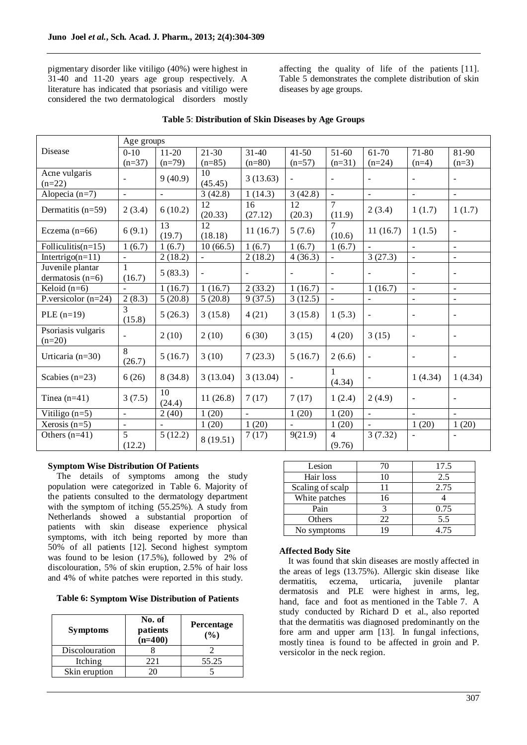pigmentary disorder like vitiligo (40%) were highest in 31-40 and 11-20 years age group respectively. A literature has indicated that psoriasis and vitiligo were considered the two dermatological disorders mostly affecting the quality of life of the patients [11]. Table 5 demonstrates the complete distribution of skin diseases by age groups.

**Table 5**: **Distribution of Skin Diseases by Age Groups**

| Disease | Age groups | | | | | | | | |
|---|---|---|---|---|---|---|---|---|---|
| | 0-10 (n=37) | 11-20 (n=79) | 21-30 (n=85) | 31-40 (n=80) | 41-50 (n=57) | 51-60 (n=31) | 61-70 (n=24) | 71-80 (n=4) | 81-90 (n=3) |
| Acne vulgaris (n=22) | - | 9 (40.9) | 10 (45.45) | 3 (13.63) | - | - | - | - | - |
| Alopecia (n=7) | - | - | 3 (42.8) | 1 (14.3) | 3 (42.8) | - | - | - | - |
| Dermatitis (n=59) | 2 (3.4) | 6 (10.2) | 12 (20.33) | 16 (27.12) | 12 (20.3) | 7 (11.9) | 2 (3.4) | 1 (1.7) | 1 (1.7) |
| Eczema (n=66) | 6 (9.1) | 13 (19.7) | 12 (18.18) | 11 (16.7) | 5 (7.6) | 7 (10.6) | 11 (16.7) | 1 (1.5) | - |
| Folliculitis(n=15) | 1 (6.7) | 1 (6.7) | 10 (66.5) | 1 (6.7) | 1 (6.7) | 1 (6.7) | - | - | - |
| Intertrigo(n=11) | - | 2 (18.2) | - | 2 (18.2) | 4 (36.3) | - | 3 (27.3) | - | - |
| Juvenile plantar dermatosis (n=6) | 1 (16.7) | 5 (83.3) | - | - | - | - | - | - | - |
| Keloid (n=6) | - | 1 (16.7) | 1 (16.7) | 2 (33.2) | 1 (16.7) | - | 1 (16.7) | - | - |
| P.versicolor (n=24) | 2 (8.3) | 5 (20.8) | 5 (20.8) | 9 (37.5) | 3 (12.5) | - | - | - | - |
| PLE (n=19) | 3 (15.8) | 5 (26.3) | 3 (15.8) | 4 (21) | 3 (15.8) | 1 (5.3) | - | - | - |
| Psoriasis vulgaris (n=20) | - | 2 (10) | 2 (10) | 6 (30) | 3 (15) | 4 (20) | 3 (15) | - | - |
| Urticaria (n=30) | 8 (26.7) | 5 (16.7) | 3 (10) | 7 (23.3) | 5 (16.7) | 2 (6.6) | - | - | - |
| Scabies (n=23) | 6 (26) | 8 (34.8) | 3 (13.04) | 3 (13.04) | - | 1 (4.34) | - | 1 (4.34) | 1 (4.34) |
| Tinea (n=41) | 3 (7.5) | 10 (24.4) | 11 (26.8) | 7 (17) | 7 (17) | 1 (2.4) | 2 (4.9) | - | - |
| Vitiligo (n=5) | - | 2 (40) | 1 (20) | - | 1 (20) | 1 (20) | - | - | - |
| Xerosis (n=5) | - | - | 1 (20) | 1 (20) | - | 1 (20) | - | 1 (20) | 1 (20) |
| Others (n=41) | 5 (12.2) | 5 (12.2) | 8 (19.51) | 7 (17) | 9(21.9) | 4 (9.76) | 3 (7.32) | - | - |

### Symptom Wise Distribution Of Patients

The details of symptoms among the study population were categorized in Table 6. Majority of the patients consulted to the dermatology department with the symptom of itching (55.25%). A study from Netherlands showed a substantial proportion of patients with skin disease experience physical symptoms, with itch being reported by more than 50% of all patients [12]. Second highest symptom was found to be lesion (17.5%), followed by 2% of discolouration, 5% of skin eruption, 2.5% of hair loss and 4% of white patches were reported in this study.

**Table 6: Symptom Wise Distribution of Patients**

| Symptoms | No. of patients (n=400) | Percentage (%) |
|---|---|---|
| Discolouration | 8 | 2 |
| Itching | 221 | 55.25 |
| Skin eruption | 20 | 5 |
| Lesion | 70 | 17.5 |
| Hair loss | 10 | 2.5 |
| Scaling of scalp | 11 | 2.75 |
| White patches | 16 | 4 |
| Pain | 3 | 0.75 |
| Others | 22 | 5.5 |
| No symptoms | 19 | 4.75 |

### Affected Body Site

It was found that skin diseases are mostly affected in the areas of legs (13.75%). Allergic skin disease like dermatitis, eczema, urticaria, juvenile plantar dermatosis and PLE were highest in arms, leg, hand, face and foot as mentioned in the Table 7. A study conducted by Richard D et al., also reported that the dermatitis was diagnosed predominantly on the fore arm and upper arm [13]. In fungal infections, mostly tinea is found to be affected in groin and P. versicolor in the neck region.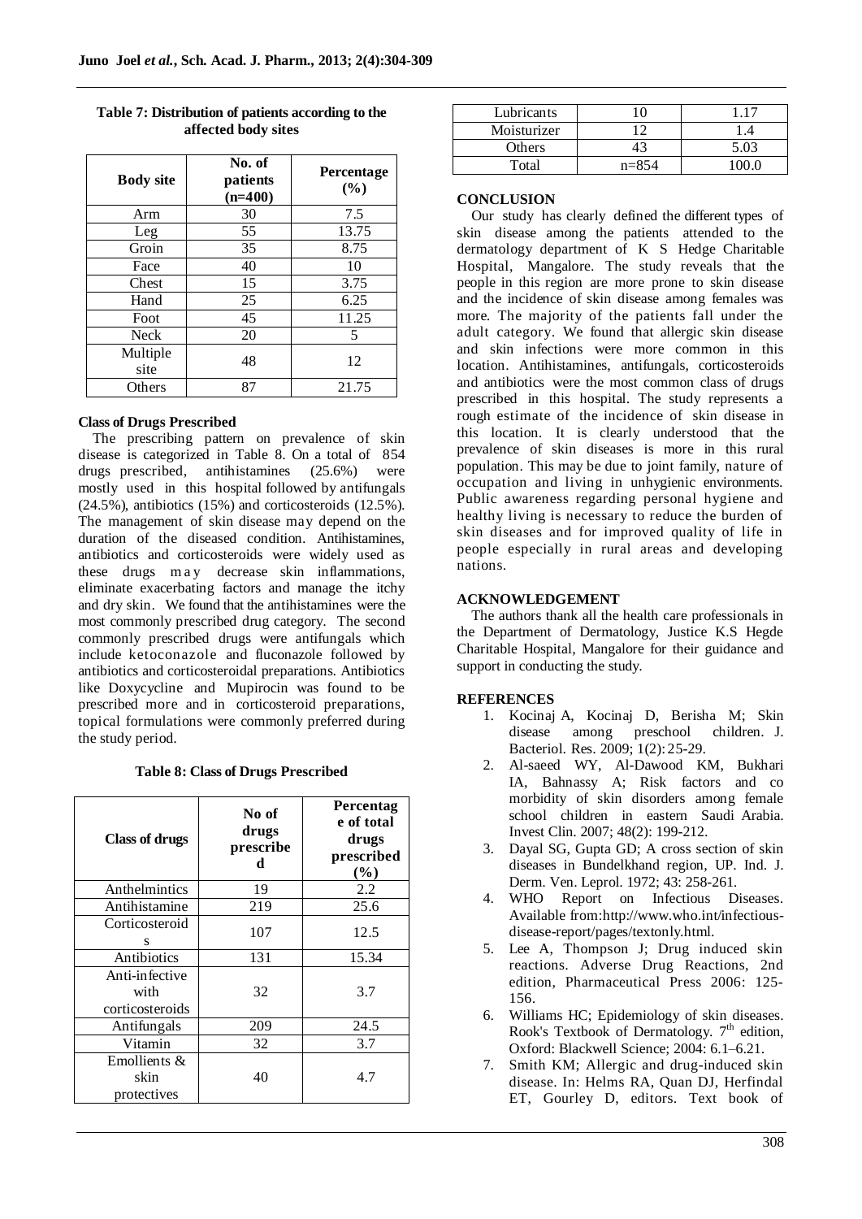**Table 7: Distribution of patients according to the affected body sites**

| Body site | No. of patients (n=400) | Percentage (%) |
|---|---|---|
| Arm | 30 | 7.5 |
| Leg | 55 | 13.75 |
| Groin | 35 | 8.75 |
| Face | 40 | 10 |
| Chest | 15 | 3.75 |
| Hand | 25 | 6.25 |
| Foot | 45 | 11.25 |
| Neck | 20 | 5 |
| Multiple site | 48 | 12 |
| Others | 87 | 21.75 |

**Class of Drugs Prescribed**

The prescribing pattern on prevalence of skin disease is categorized in Table 8. On a total of 854 drugs prescribed, antihistamines (25.6%) were mostly used in this hospital followed by antifungals (24.5%), antibiotics (15%) and corticosteroids (12.5%). The management of skin disease may depend on the duration of the diseased condition. Antihistamines, antibiotics and corticosteroids were widely used as these drugs may decrease skin inflammations, eliminate exacerbating factors and manage the itchy and dry skin. We found that the antihistamines were the most commonly prescribed drug category. The second commonly prescribed drugs were antifungals which include ketoconazole and fluconazole followed by antibiotics and corticosteroidal preparations. Antibiotics like Doxycycline and Mupirocin was found to be prescribed more and in corticosteroid preparations, topical formulations were commonly preferred during the study period.

**Table 8: Class of Drugs Prescribed**

| Class of drugs | No of drugs prescribed | Percentage of total drugs prescribed (%) |
|---|---|---|
| Anthelmintics | 19 | 2.2 |
| Antihistamine | 219 | 25.6 |
| Corticosteroids | 107 | 12.5 |
| Antibiotics | 131 | 15.34 |
| Anti-infective with corticosteroids | 32 | 3.7 |
| Antifungals | 209 | 24.5 |
| Vitamin | 32 | 3.7 |
| Emollients & skin protectives | 40 | 4.7 |
| Lubricants | 10 | 1.17 |
| Moisturizer | 12 | 1.4 |
| Others | 43 | 5.03 |
| Total | n=854 | 100.0 |

## CONCLUSION

Our study has clearly defined the different types of skin disease among the patients attended to the dermatology department of K S Hedge Charitable Hospital, Mangalore. The study reveals that the people in this region are more prone to skin disease and the incidence of skin disease among females was more. The majority of the patients fall under the adult category. We found that allergic skin disease and skin infections were more common in this location. Antihistamines, antifungals, corticosteroids and antibiotics were the most common class of drugs prescribed in this hospital. The study represents a rough estimate of the incidence of skin disease in this location. It is clearly understood that the prevalence of skin diseases is more in this rural population. This may be due to joint family, nature of occupation and living in unhygienic environments. Public awareness regarding personal hygiene and healthy living is necessary to reduce the burden of skin diseases and for improved quality of life in people especially in rural areas and developing nations.

## ACKNOWLEDGEMENT

The authors thank all the health care professionals in the Department of Dermatology, Justice K.S Hegde Charitable Hospital, Mangalore for their guidance and support in conducting the study.

## REFERENCES

1. Kocinaj A, Kocinaj D, Berisha M; Skin disease among preschool children. J. Bacteriol. Res. 2009; 1(2): 25-29.
2. Al-saeed WY, Al-Dawood KM, Bukhari IA, Bahnassy A; Risk factors and co morbidity of skin disorders among female school children in eastern Saudi Arabia. Invest Clin. 2007; 48(2): 199-212.
3. Dayal SG, Gupta GD; A cross section of skin diseases in Bundelkhand region, UP. Ind. J. Derm. Ven. Leprol. 1972; 43: 258-261.
4. WHO Report on Infectious Diseases. Available from:http://www.who.int/infectious-disease-report/pages/textonly.html.
5. Lee A, Thompson J; Drug induced skin reactions. Adverse Drug Reactions, 2nd edition, Pharmaceutical Press 2006: 125-156.
6. Williams HC; Epidemiology of skin diseases. Rook's Textbook of Dermatology. 7th edition, Oxford: Blackwell Science; 2004: 6.1–6.21.
7. Smith KM; Allergic and drug-induced skin disease. In: Helms RA, Quan DJ, Herfindal ET, Gourley D, editors. Text book of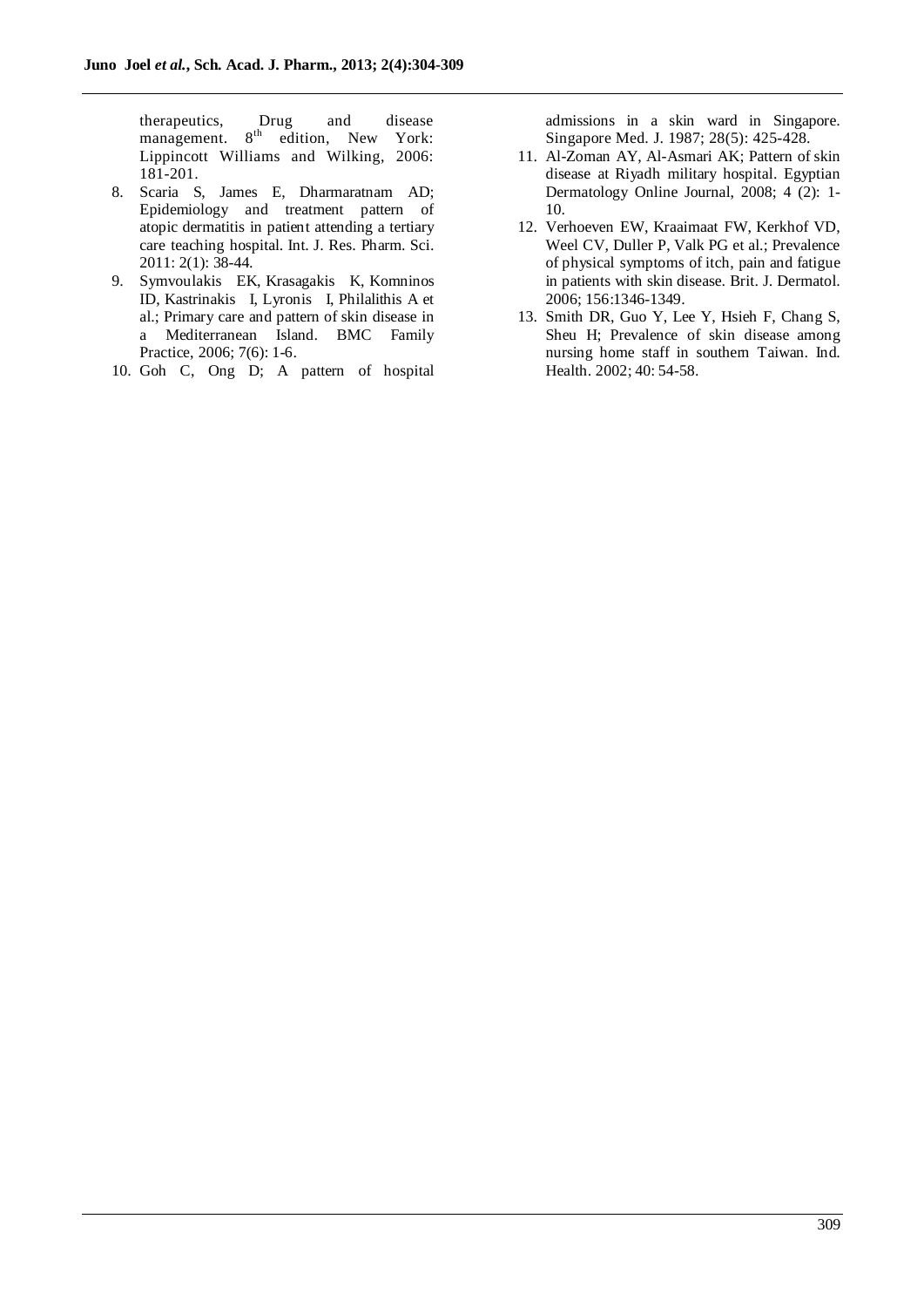therapeutics, Drug and disease management. 8th edition, New York: Lippincott Williams and Wilking, 2006: 181-201.

8. Scaria S, James E, Dharmaratnam AD; Epidemiology and treatment pattern of atopic dermatitis in patient attending a tertiary care teaching hospital. Int. J. Res. Pharm. Sci. 2011: 2(1): 38-44.
9. Symvoulakis EK, Krasagakis K, Komninos ID, Kastrinakis I, Lyronis I, Philalithis A et al.; Primary care and pattern of skin disease in a Mediterranean Island. BMC Family Practice, 2006; 7(6): 1-6.
10. Goh C, Ong D; A pattern of hospital admissions in a skin ward in Singapore. Singapore Med. J. 1987; 28(5): 425-428.
11. Al-Zoman AY, Al-Asmari AK; Pattern of skin disease at Riyadh military hospital. Egyptian Dermatology Online Journal, 2008; 4 (2): 1-10.
12. Verhoeven EW, Kraaimaat FW, Kerkhof VD, Weel CV, Duller P, Valk PG et al.; Prevalence of physical symptoms of itch, pain and fatigue in patients with skin disease. Brit. J. Dermatol. 2006; 156:1346-1349.
13. Smith DR, Guo Y, Lee Y, Hsieh F, Chang S, Sheu H; Prevalence of skin disease among nursing home staff in southern Taiwan. Ind. Health. 2002; 40: 54-58.